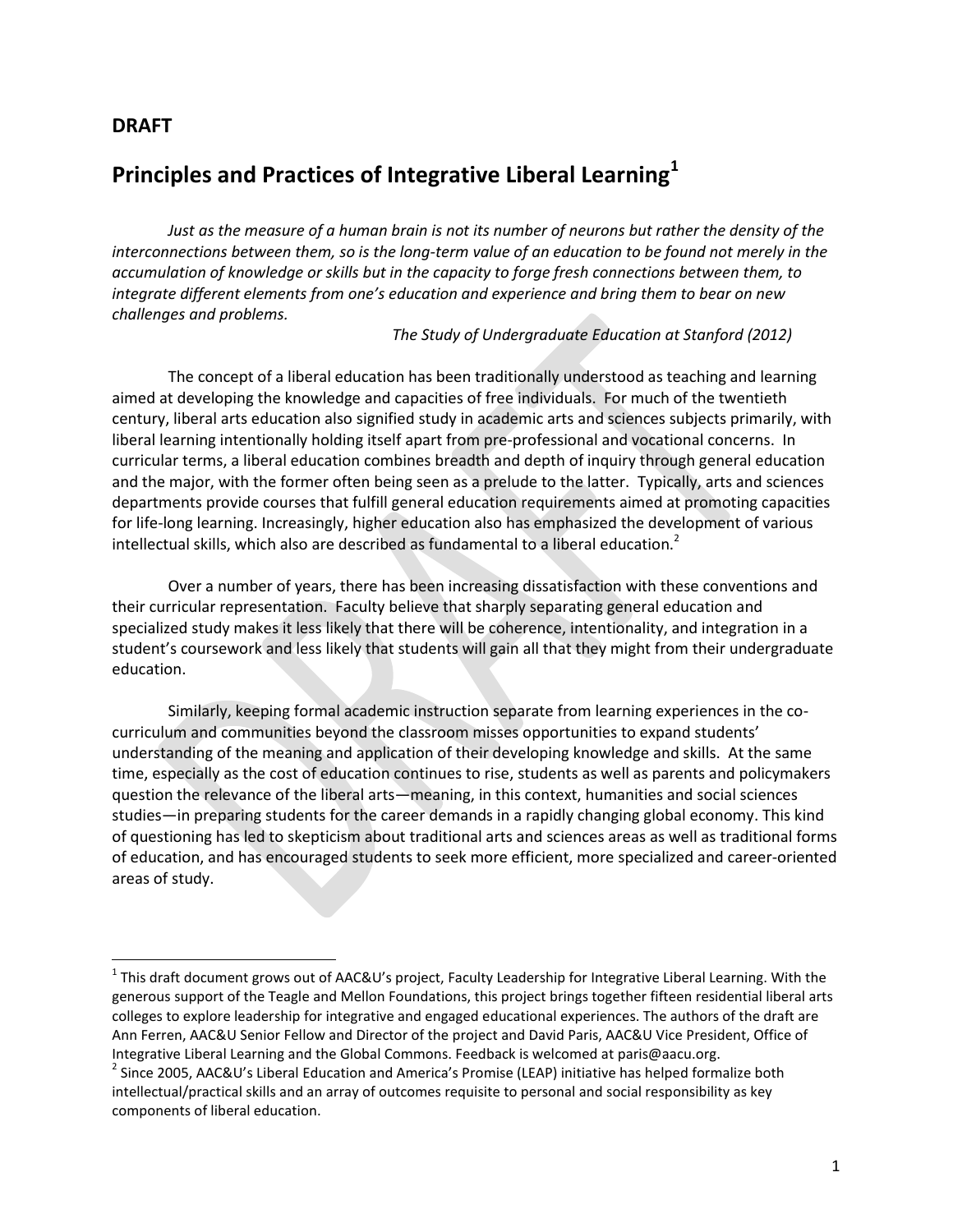**DRAFT**

# Principles and Practices of Integrative Liberal Learning[1]

*Just as the measure of a human brain is not its number of neurons but rather the density of the interconnections between them, so is the long-term value of an education to be found not merely in the accumulation of knowledge or skills but in the capacity to forge fresh connections between them, to integrate different elements from one's education and experience and bring them to bear on new challenges and problems.*

*The Study of Undergraduate Education at Stanford (2012)*

The concept of a liberal education has been traditionally understood as teaching and learning aimed at developing the knowledge and capacities of free individuals. For much of the twentieth century, liberal arts education also signified study in academic arts and sciences subjects primarily, with liberal learning intentionally holding itself apart from pre-professional and vocational concerns. In curricular terms, a liberal education combines breadth and depth of inquiry through general education and the major, with the former often being seen as a prelude to the latter. Typically, arts and sciences departments provide courses that fulfill general education requirements aimed at promoting capacities for life-long learning. Increasingly, higher education also has emphasized the development of various intellectual skills, which also are described as fundamental to a liberal education.[2]

Over a number of years, there has been increasing dissatisfaction with these conventions and their curricular representation. Faculty believe that sharply separating general education and specialized study makes it less likely that there will be coherence, intentionality, and integration in a student's coursework and less likely that students will gain all that they might from their undergraduate education.

Similarly, keeping formal academic instruction separate from learning experiences in the co-curriculum and communities beyond the classroom misses opportunities to expand students' understanding of the meaning and application of their developing knowledge and skills. At the same time, especially as the cost of education continues to rise, students as well as parents and policymakers question the relevance of the liberal arts—meaning, in this context, humanities and social sciences studies—in preparing students for the career demands in a rapidly changing global economy. This kind of questioning has led to skepticism about traditional arts and sciences areas as well as traditional forms of education, and has encouraged students to seek more efficient, more specialized and career-oriented areas of study.

---

[1] This draft document grows out of AAC&U's project, Faculty Leadership for Integrative Liberal Learning. With the generous support of the Teagle and Mellon Foundations, this project brings together fifteen residential liberal arts colleges to explore leadership for integrative and engaged educational experiences. The authors of the draft are Ann Ferren, AAC&U Senior Fellow and Director of the project and David Paris, AAC&U Vice President, Office of Integrative Liberal Learning and the Global Commons. Feedback is welcomed at paris@aacu.org.

[2] Since 2005, AAC&U's Liberal Education and America's Promise (LEAP) initiative has helped formalize both intellectual/practical skills and an array of outcomes requisite to personal and social responsibility as key components of liberal education.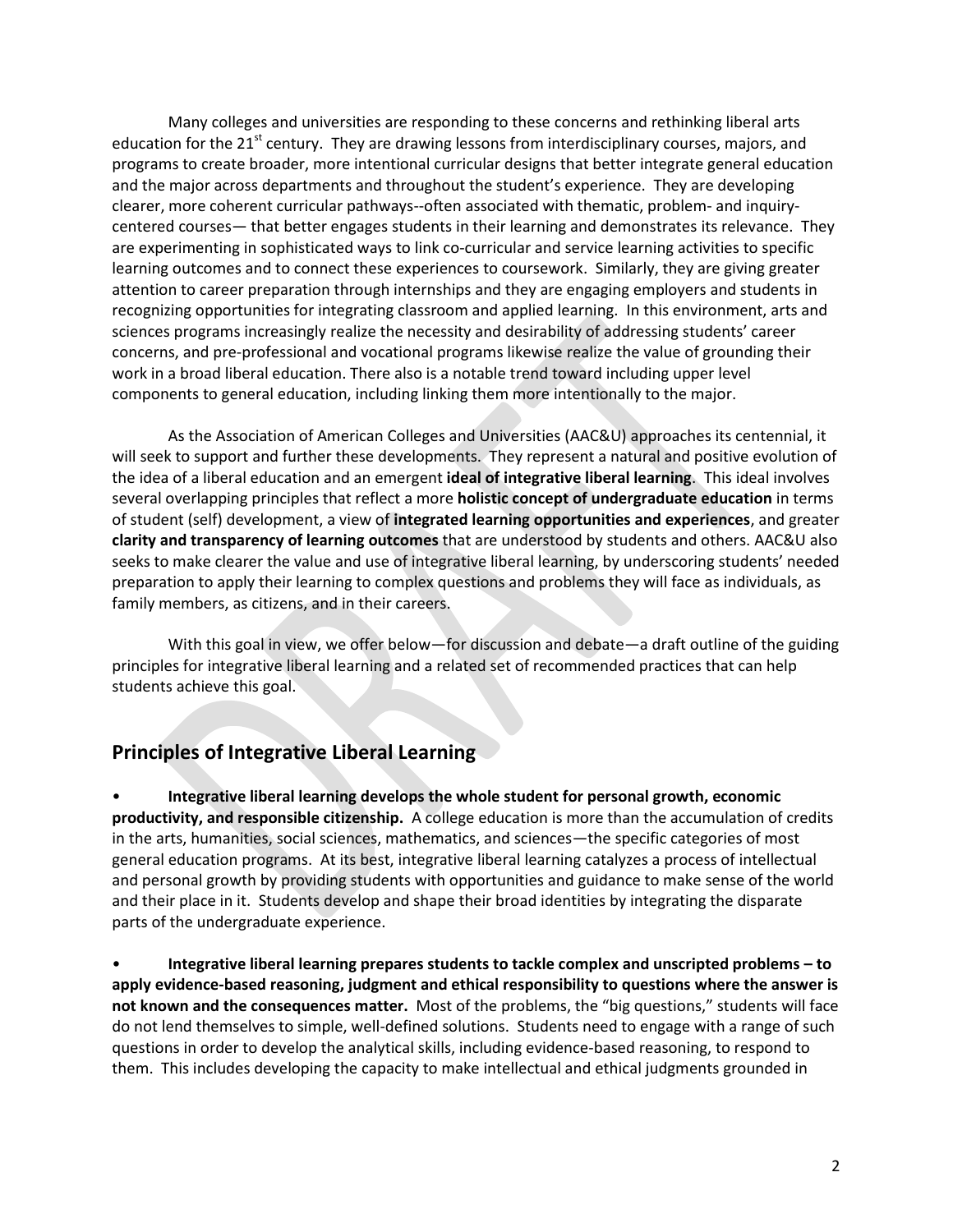Many colleges and universities are responding to these concerns and rethinking liberal arts education for the 21st century. They are drawing lessons from interdisciplinary courses, majors, and programs to create broader, more intentional curricular designs that better integrate general education and the major across departments and throughout the student's experience. They are developing clearer, more coherent curricular pathways--often associated with thematic, problem- and inquiry-centered courses— that better engages students in their learning and demonstrates its relevance. They are experimenting in sophisticated ways to link co-curricular and service learning activities to specific learning outcomes and to connect these experiences to coursework. Similarly, they are giving greater attention to career preparation through internships and they are engaging employers and students in recognizing opportunities for integrating classroom and applied learning. In this environment, arts and sciences programs increasingly realize the necessity and desirability of addressing students' career concerns, and pre-professional and vocational programs likewise realize the value of grounding their work in a broad liberal education. There also is a notable trend toward including upper level components to general education, including linking them more intentionally to the major.

As the Association of American Colleges and Universities (AAC&U) approaches its centennial, it will seek to support and further these developments. They represent a natural and positive evolution of the idea of a liberal education and an emergent **ideal of integrative liberal learning**. This ideal involves several overlapping principles that reflect a more **holistic concept of undergraduate education** in terms of student (self) development, a view of **integrated learning opportunities and experiences**, and greater **clarity and transparency of learning outcomes** that are understood by students and others. AAC&U also seeks to make clearer the value and use of integrative liberal learning, by underscoring students' needed preparation to apply their learning to complex questions and problems they will face as individuals, as family members, as citizens, and in their careers.

With this goal in view, we offer below—for discussion and debate—a draft outline of the guiding principles for integrative liberal learning and a related set of recommended practices that can help students achieve this goal.

## Principles of Integrative Liberal Learning

- **Integrative liberal learning develops the whole student for personal growth, economic productivity, and responsible citizenship.** A college education is more than the accumulation of credits in the arts, humanities, social sciences, mathematics, and sciences—the specific categories of most general education programs. At its best, integrative liberal learning catalyzes a process of intellectual and personal growth by providing students with opportunities and guidance to make sense of the world and their place in it. Students develop and shape their broad identities by integrating the disparate parts of the undergraduate experience.

- **Integrative liberal learning prepares students to tackle complex and unscripted problems – to apply evidence-based reasoning, judgment and ethical responsibility to questions where the answer is not known and the consequences matter.** Most of the problems, the "big questions," students will face do not lend themselves to simple, well-defined solutions. Students need to engage with a range of such questions in order to develop the analytical skills, including evidence-based reasoning, to respond to them. This includes developing the capacity to make intellectual and ethical judgments grounded in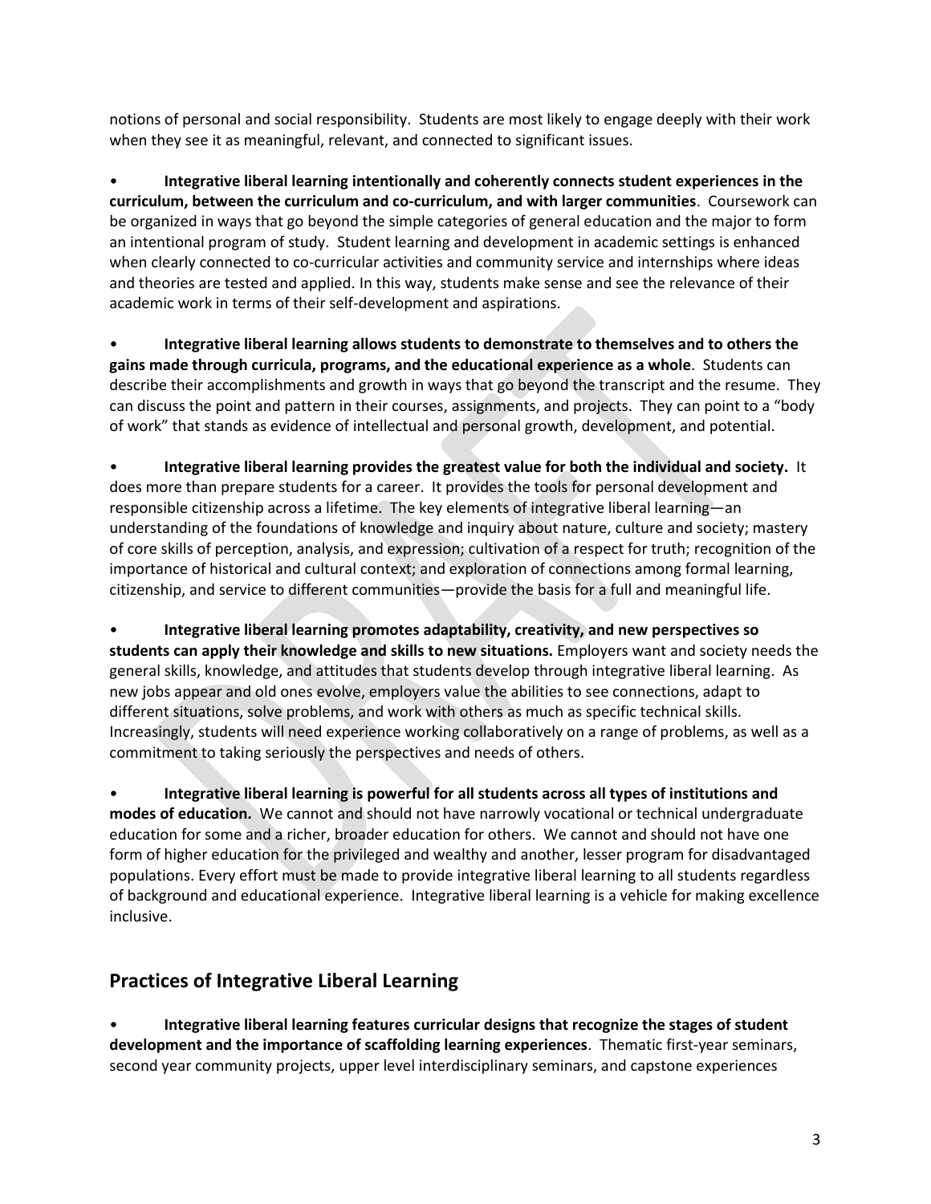notions of personal and social responsibility. Students are most likely to engage deeply with their work when they see it as meaningful, relevant, and connected to significant issues.

- **Integrative liberal learning intentionally and coherently connects student experiences in the curriculum, between the curriculum and co-curriculum, and with larger communities**. Coursework can be organized in ways that go beyond the simple categories of general education and the major to form an intentional program of study. Student learning and development in academic settings is enhanced when clearly connected to co-curricular activities and community service and internships where ideas and theories are tested and applied. In this way, students make sense and see the relevance of their academic work in terms of their self-development and aspirations.

- **Integrative liberal learning allows students to demonstrate to themselves and to others the gains made through curricula, programs, and the educational experience as a whole**. Students can describe their accomplishments and growth in ways that go beyond the transcript and the resume. They can discuss the point and pattern in their courses, assignments, and projects. They can point to a "body of work" that stands as evidence of intellectual and personal growth, development, and potential.

- **Integrative liberal learning provides the greatest value for both the individual and society.** It does more than prepare students for a career. It provides the tools for personal development and responsible citizenship across a lifetime. The key elements of integrative liberal learning—an understanding of the foundations of knowledge and inquiry about nature, culture and society; mastery of core skills of perception, analysis, and expression; cultivation of a respect for truth; recognition of the importance of historical and cultural context; and exploration of connections among formal learning, citizenship, and service to different communities—provide the basis for a full and meaningful life.

- **Integrative liberal learning promotes adaptability, creativity, and new perspectives so students can apply their knowledge and skills to new situations.** Employers want and society needs the general skills, knowledge, and attitudes that students develop through integrative liberal learning. As new jobs appear and old ones evolve, employers value the abilities to see connections, adapt to different situations, solve problems, and work with others as much as specific technical skills. Increasingly, students will need experience working collaboratively on a range of problems, as well as a commitment to taking seriously the perspectives and needs of others.

- **Integrative liberal learning is powerful for all students across all types of institutions and modes of education.** We cannot and should not have narrowly vocational or technical undergraduate education for some and a richer, broader education for others. We cannot and should not have one form of higher education for the privileged and wealthy and another, lesser program for disadvantaged populations. Every effort must be made to provide integrative liberal learning to all students regardless of background and educational experience. Integrative liberal learning is a vehicle for making excellence inclusive.

## Practices of Integrative Liberal Learning

- **Integrative liberal learning features curricular designs that recognize the stages of student development and the importance of scaffolding learning experiences**. Thematic first-year seminars, second year community projects, upper level interdisciplinary seminars, and capstone experiences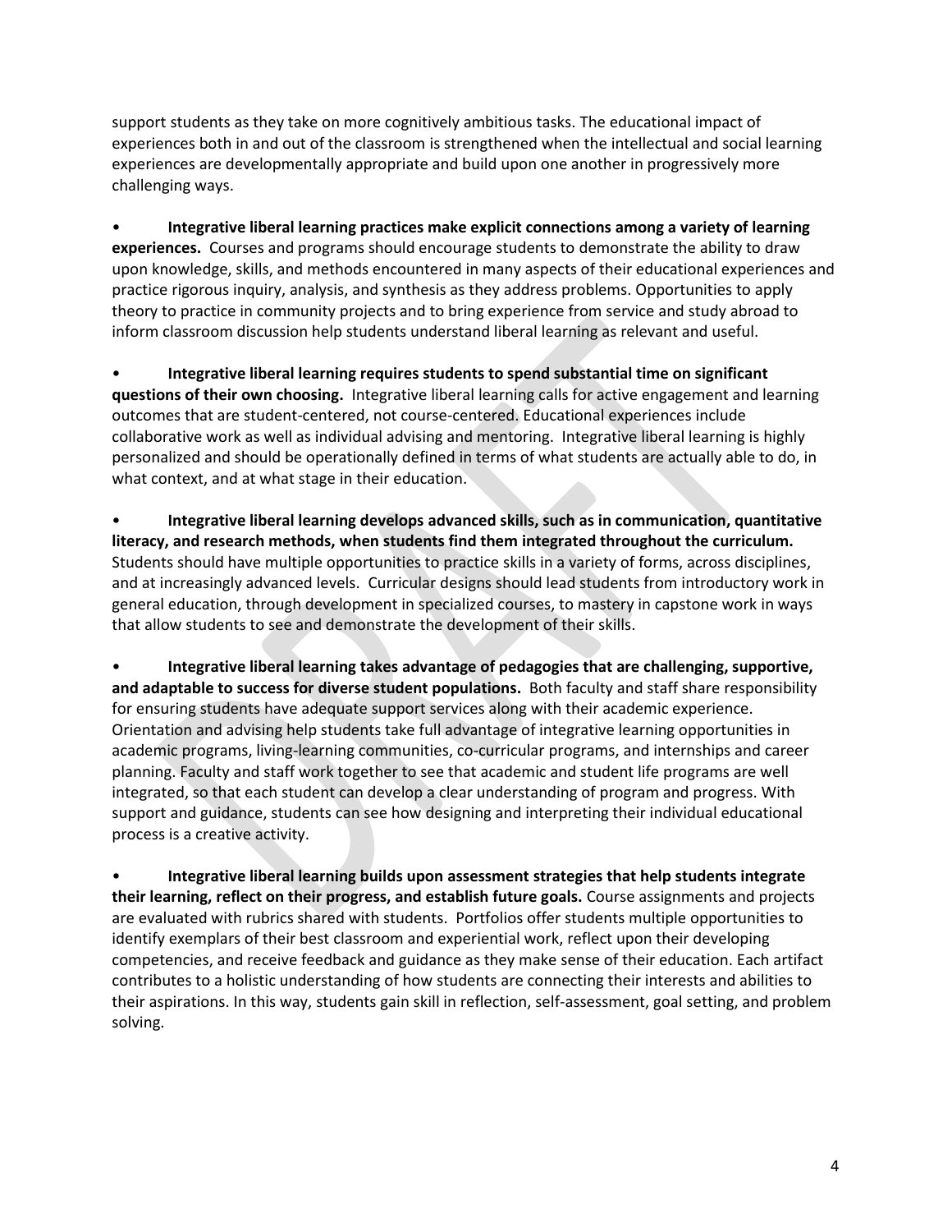support students as they take on more cognitively ambitious tasks. The educational impact of experiences both in and out of the classroom is strengthened when the intellectual and social learning experiences are developmentally appropriate and build upon one another in progressively more challenging ways.

- **Integrative liberal learning practices make explicit connections among a variety of learning experiences.** Courses and programs should encourage students to demonstrate the ability to draw upon knowledge, skills, and methods encountered in many aspects of their educational experiences and practice rigorous inquiry, analysis, and synthesis as they address problems. Opportunities to apply theory to practice in community projects and to bring experience from service and study abroad to inform classroom discussion help students understand liberal learning as relevant and useful.

- **Integrative liberal learning requires students to spend substantial time on significant questions of their own choosing.** Integrative liberal learning calls for active engagement and learning outcomes that are student-centered, not course-centered. Educational experiences include collaborative work as well as individual advising and mentoring. Integrative liberal learning is highly personalized and should be operationally defined in terms of what students are actually able to do, in what context, and at what stage in their education.

- **Integrative liberal learning develops advanced skills, such as in communication, quantitative literacy, and research methods, when students find them integrated throughout the curriculum.** Students should have multiple opportunities to practice skills in a variety of forms, across disciplines, and at increasingly advanced levels. Curricular designs should lead students from introductory work in general education, through development in specialized courses, to mastery in capstone work in ways that allow students to see and demonstrate the development of their skills.

- **Integrative liberal learning takes advantage of pedagogies that are challenging, supportive, and adaptable to success for diverse student populations.** Both faculty and staff share responsibility for ensuring students have adequate support services along with their academic experience. Orientation and advising help students take full advantage of integrative learning opportunities in academic programs, living-learning communities, co-curricular programs, and internships and career planning. Faculty and staff work together to see that academic and student life programs are well integrated, so that each student can develop a clear understanding of program and progress. With support and guidance, students can see how designing and interpreting their individual educational process is a creative activity.

- **Integrative liberal learning builds upon assessment strategies that help students integrate their learning, reflect on their progress, and establish future goals.** Course assignments and projects are evaluated with rubrics shared with students. Portfolios offer students multiple opportunities to identify exemplars of their best classroom and experiential work, reflect upon their developing competencies, and receive feedback and guidance as they make sense of their education. Each artifact contributes to a holistic understanding of how students are connecting their interests and abilities to their aspirations. In this way, students gain skill in reflection, self-assessment, goal setting, and problem solving.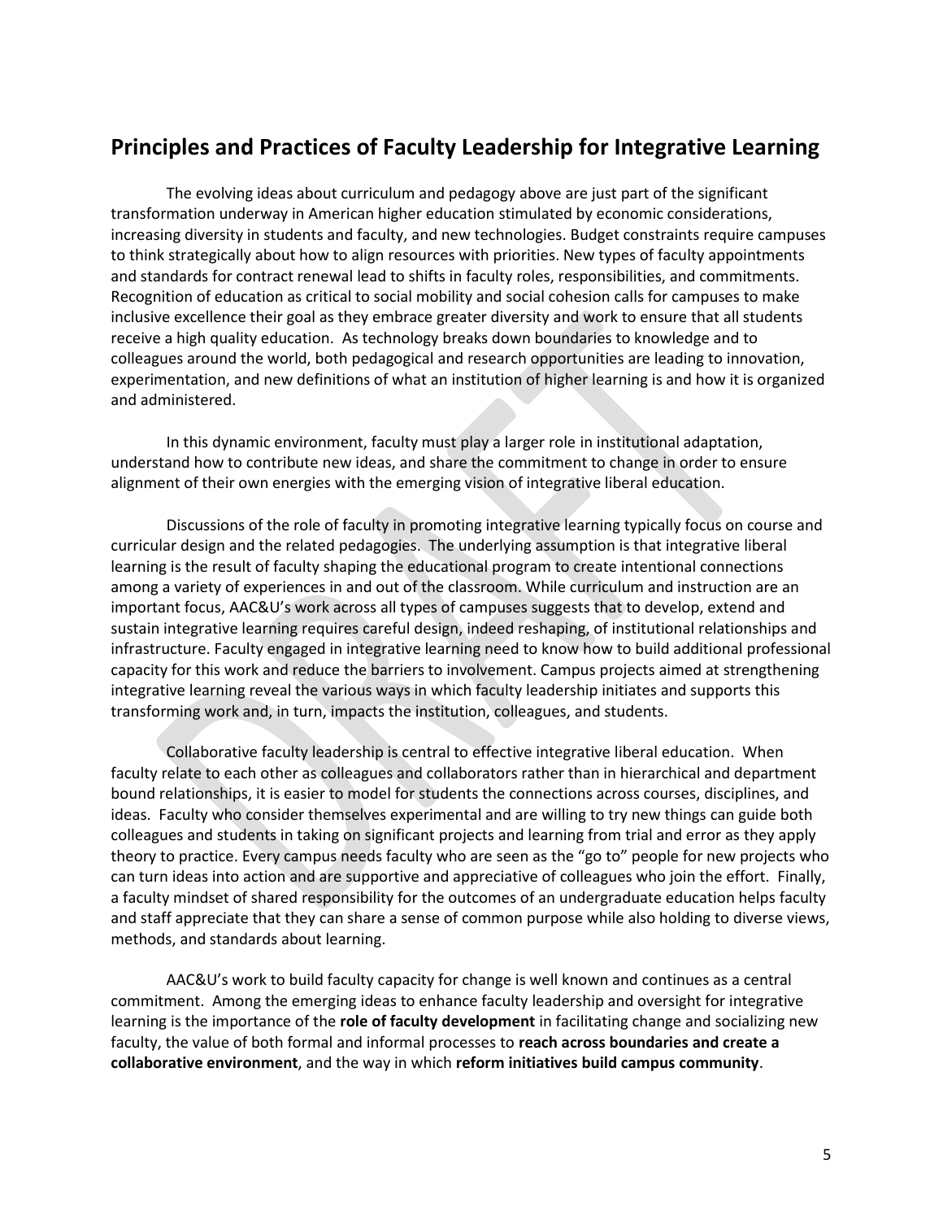## Principles and Practices of Faculty Leadership for Integrative Learning

The evolving ideas about curriculum and pedagogy above are just part of the significant transformation underway in American higher education stimulated by economic considerations, increasing diversity in students and faculty, and new technologies. Budget constraints require campuses to think strategically about how to align resources with priorities. New types of faculty appointments and standards for contract renewal lead to shifts in faculty roles, responsibilities, and commitments. Recognition of education as critical to social mobility and social cohesion calls for campuses to make inclusive excellence their goal as they embrace greater diversity and work to ensure that all students receive a high quality education. As technology breaks down boundaries to knowledge and to colleagues around the world, both pedagogical and research opportunities are leading to innovation, experimentation, and new definitions of what an institution of higher learning is and how it is organized and administered.

In this dynamic environment, faculty must play a larger role in institutional adaptation, understand how to contribute new ideas, and share the commitment to change in order to ensure alignment of their own energies with the emerging vision of integrative liberal education.

Discussions of the role of faculty in promoting integrative learning typically focus on course and curricular design and the related pedagogies. The underlying assumption is that integrative liberal learning is the result of faculty shaping the educational program to create intentional connections among a variety of experiences in and out of the classroom. While curriculum and instruction are an important focus, AAC&U's work across all types of campuses suggests that to develop, extend and sustain integrative learning requires careful design, indeed reshaping, of institutional relationships and infrastructure. Faculty engaged in integrative learning need to know how to build additional professional capacity for this work and reduce the barriers to involvement. Campus projects aimed at strengthening integrative learning reveal the various ways in which faculty leadership initiates and supports this transforming work and, in turn, impacts the institution, colleagues, and students.

Collaborative faculty leadership is central to effective integrative liberal education. When faculty relate to each other as colleagues and collaborators rather than in hierarchical and department bound relationships, it is easier to model for students the connections across courses, disciplines, and ideas. Faculty who consider themselves experimental and are willing to try new things can guide both colleagues and students in taking on significant projects and learning from trial and error as they apply theory to practice. Every campus needs faculty who are seen as the "go to" people for new projects who can turn ideas into action and are supportive and appreciative of colleagues who join the effort. Finally, a faculty mindset of shared responsibility for the outcomes of an undergraduate education helps faculty and staff appreciate that they can share a sense of common purpose while also holding to diverse views, methods, and standards about learning.

AAC&U's work to build faculty capacity for change is well known and continues as a central commitment. Among the emerging ideas to enhance faculty leadership and oversight for integrative learning is the importance of the **role of faculty development** in facilitating change and socializing new faculty, the value of both formal and informal processes to **reach across boundaries and create a collaborative environment**, and the way in which **reform initiatives build campus community**.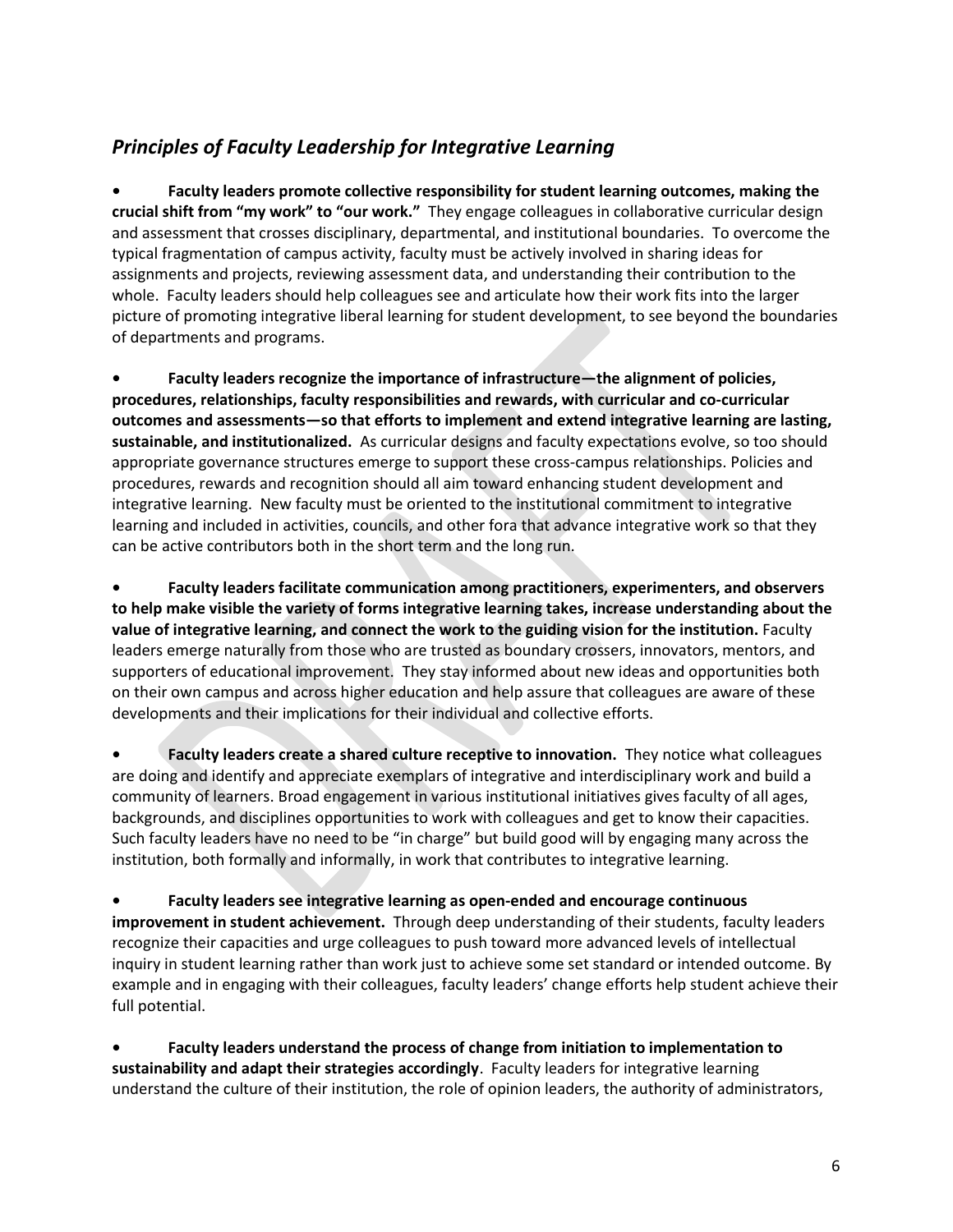## *Principles of Faculty Leadership for Integrative Learning*

- **Faculty leaders promote collective responsibility for student learning outcomes, making the crucial shift from "my work" to "our work."** They engage colleagues in collaborative curricular design and assessment that crosses disciplinary, departmental, and institutional boundaries. To overcome the typical fragmentation of campus activity, faculty must be actively involved in sharing ideas for assignments and projects, reviewing assessment data, and understanding their contribution to the whole. Faculty leaders should help colleagues see and articulate how their work fits into the larger picture of promoting integrative liberal learning for student development, to see beyond the boundaries of departments and programs.

- **Faculty leaders recognize the importance of infrastructure—the alignment of policies, procedures, relationships, faculty responsibilities and rewards, with curricular and co-curricular outcomes and assessments—so that efforts to implement and extend integrative learning are lasting, sustainable, and institutionalized.** As curricular designs and faculty expectations evolve, so too should appropriate governance structures emerge to support these cross-campus relationships. Policies and procedures, rewards and recognition should all aim toward enhancing student development and integrative learning. New faculty must be oriented to the institutional commitment to integrative learning and included in activities, councils, and other fora that advance integrative work so that they can be active contributors both in the short term and the long run.

- **Faculty leaders facilitate communication among practitioners, experimenters, and observers to help make visible the variety of forms integrative learning takes, increase understanding about the value of integrative learning, and connect the work to the guiding vision for the institution.** Faculty leaders emerge naturally from those who are trusted as boundary crossers, innovators, mentors, and supporters of educational improvement. They stay informed about new ideas and opportunities both on their own campus and across higher education and help assure that colleagues are aware of these developments and their implications for their individual and collective efforts.

- **Faculty leaders create a shared culture receptive to innovation.** They notice what colleagues are doing and identify and appreciate exemplars of integrative and interdisciplinary work and build a community of learners. Broad engagement in various institutional initiatives gives faculty of all ages, backgrounds, and disciplines opportunities to work with colleagues and get to know their capacities. Such faculty leaders have no need to be "in charge" but build good will by engaging many across the institution, both formally and informally, in work that contributes to integrative learning.

- **Faculty leaders see integrative learning as open-ended and encourage continuous improvement in student achievement.** Through deep understanding of their students, faculty leaders recognize their capacities and urge colleagues to push toward more advanced levels of intellectual inquiry in student learning rather than work just to achieve some set standard or intended outcome. By example and in engaging with their colleagues, faculty leaders' change efforts help student achieve their full potential.

- **Faculty leaders understand the process of change from initiation to implementation to sustainability and adapt their strategies accordingly**. Faculty leaders for integrative learning understand the culture of their institution, the role of opinion leaders, the authority of administrators,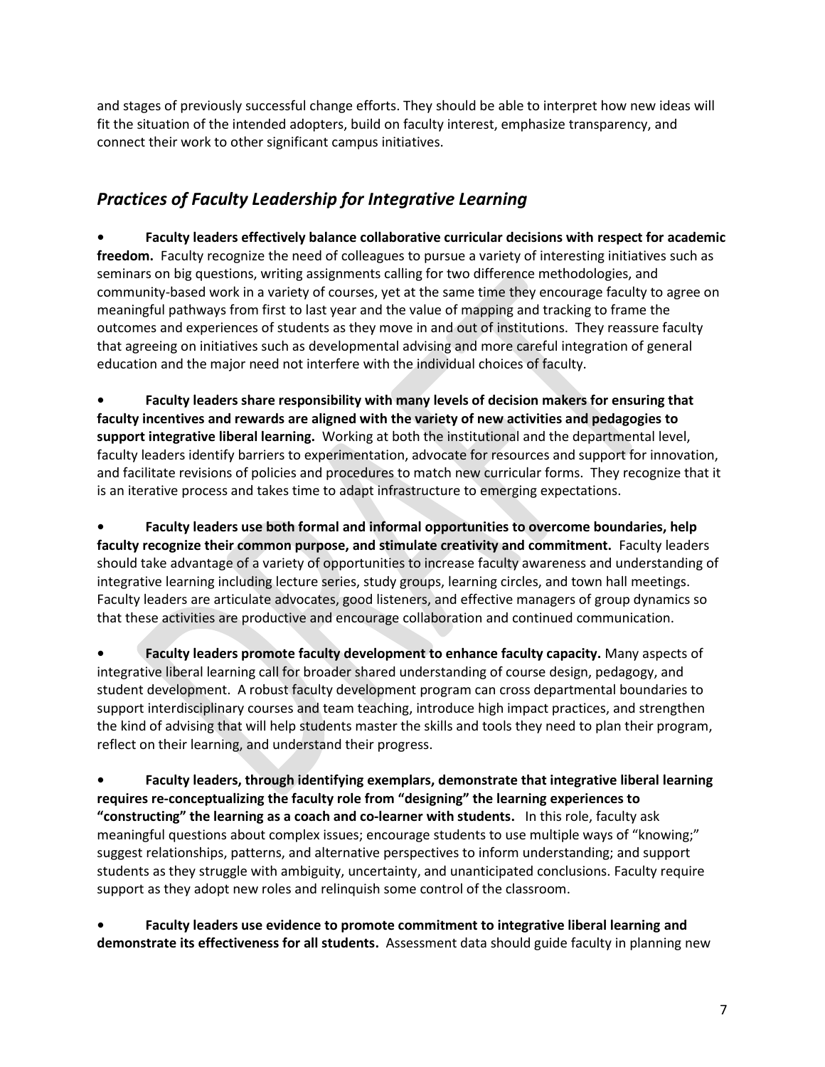and stages of previously successful change efforts. They should be able to interpret how new ideas will fit the situation of the intended adopters, build on faculty interest, emphasize transparency, and connect their work to other significant campus initiatives.

## *Practices of Faculty Leadership for Integrative Learning*

- **Faculty leaders effectively balance collaborative curricular decisions with respect for academic freedom.** Faculty recognize the need of colleagues to pursue a variety of interesting initiatives such as seminars on big questions, writing assignments calling for two difference methodologies, and community-based work in a variety of courses, yet at the same time they encourage faculty to agree on meaningful pathways from first to last year and the value of mapping and tracking to frame the outcomes and experiences of students as they move in and out of institutions. They reassure faculty that agreeing on initiatives such as developmental advising and more careful integration of general education and the major need not interfere with the individual choices of faculty.

- **Faculty leaders share responsibility with many levels of decision makers for ensuring that faculty incentives and rewards are aligned with the variety of new activities and pedagogies to support integrative liberal learning.** Working at both the institutional and the departmental level, faculty leaders identify barriers to experimentation, advocate for resources and support for innovation, and facilitate revisions of policies and procedures to match new curricular forms. They recognize that it is an iterative process and takes time to adapt infrastructure to emerging expectations.

- **Faculty leaders use both formal and informal opportunities to overcome boundaries, help faculty recognize their common purpose, and stimulate creativity and commitment.** Faculty leaders should take advantage of a variety of opportunities to increase faculty awareness and understanding of integrative learning including lecture series, study groups, learning circles, and town hall meetings. Faculty leaders are articulate advocates, good listeners, and effective managers of group dynamics so that these activities are productive and encourage collaboration and continued communication.

- **Faculty leaders promote faculty development to enhance faculty capacity.** Many aspects of integrative liberal learning call for broader shared understanding of course design, pedagogy, and student development. A robust faculty development program can cross departmental boundaries to support interdisciplinary courses and team teaching, introduce high impact practices, and strengthen the kind of advising that will help students master the skills and tools they need to plan their program, reflect on their learning, and understand their progress.

- **Faculty leaders, through identifying exemplars, demonstrate that integrative liberal learning requires re-conceptualizing the faculty role from "designing" the learning experiences to "constructing" the learning as a coach and co-learner with students.** In this role, faculty ask meaningful questions about complex issues; encourage students to use multiple ways of "knowing;" suggest relationships, patterns, and alternative perspectives to inform understanding; and support students as they struggle with ambiguity, uncertainty, and unanticipated conclusions. Faculty require support as they adopt new roles and relinquish some control of the classroom.

- **Faculty leaders use evidence to promote commitment to integrative liberal learning and demonstrate its effectiveness for all students.** Assessment data should guide faculty in planning new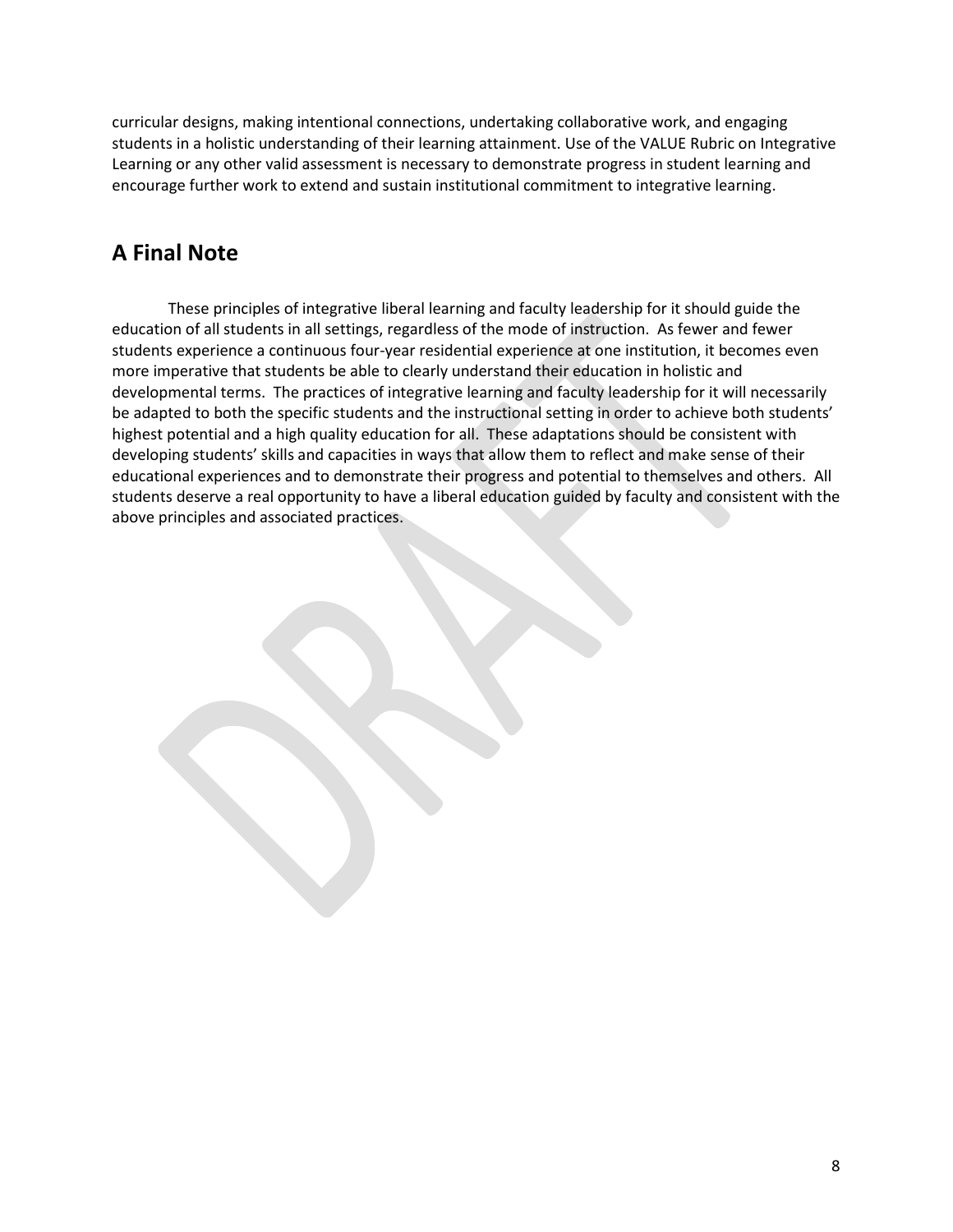curricular designs, making intentional connections, undertaking collaborative work, and engaging students in a holistic understanding of their learning attainment. Use of the VALUE Rubric on Integrative Learning or any other valid assessment is necessary to demonstrate progress in student learning and encourage further work to extend and sustain institutional commitment to integrative learning.

## A Final Note

These principles of integrative liberal learning and faculty leadership for it should guide the education of all students in all settings, regardless of the mode of instruction. As fewer and fewer students experience a continuous four-year residential experience at one institution, it becomes even more imperative that students be able to clearly understand their education in holistic and developmental terms. The practices of integrative learning and faculty leadership for it will necessarily be adapted to both the specific students and the instructional setting in order to achieve both students' highest potential and a high quality education for all. These adaptations should be consistent with developing students' skills and capacities in ways that allow them to reflect and make sense of their educational experiences and to demonstrate their progress and potential to themselves and others. All students deserve a real opportunity to have a liberal education guided by faculty and consistent with the above principles and associated practices.